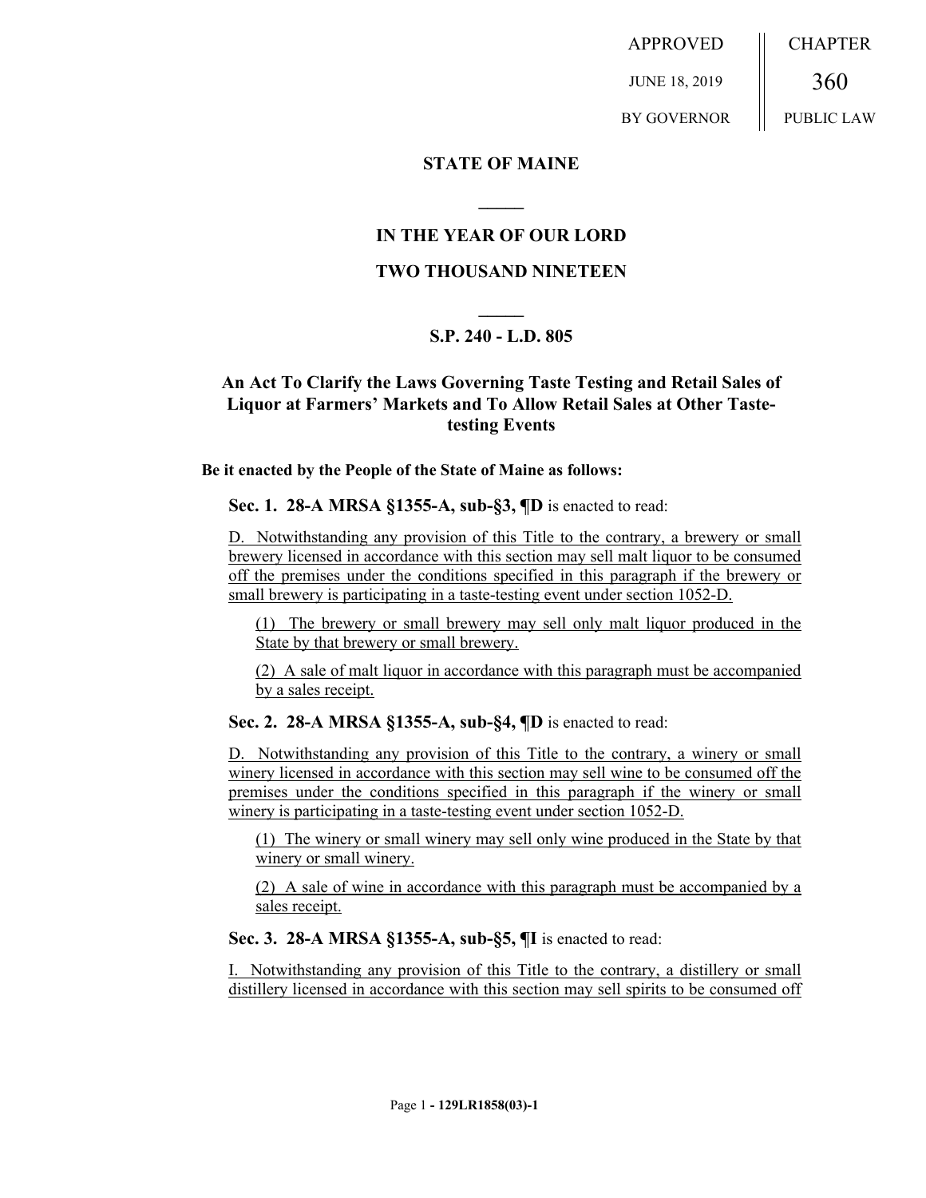APPROVED JUNE 18, 2019 BY GOVERNOR

CHAPTER 360 PUBLIC LAW

**STATE OF MAINE**

**IN THE YEAR OF OUR LORD**

**TWO THOUSAND NINETEEN**

**S.P. 240 - L.D. 805**

## An Act To Clarify the Laws Governing Taste Testing and Retail Sales of Liquor at Farmers' Markets and To Allow Retail Sales at Other Taste-testing Events

**Be it enacted by the People of the State of Maine as follows:**

**Sec. 1. 28-A MRSA §1355-A, sub-§3, ¶D** is enacted to read:

D. Notwithstanding any provision of this Title to the contrary, a brewery or small brewery licensed in accordance with this section may sell malt liquor to be consumed off the premises under the conditions specified in this paragraph if the brewery or small brewery is participating in a taste-testing event under section 1052-D.

(1) The brewery or small brewery may sell only malt liquor produced in the State by that brewery or small brewery.

(2) A sale of malt liquor in accordance with this paragraph must be accompanied by a sales receipt.

**Sec. 2. 28-A MRSA §1355-A, sub-§4, ¶D** is enacted to read:

D. Notwithstanding any provision of this Title to the contrary, a winery or small winery licensed in accordance with this section may sell wine to be consumed off the premises under the conditions specified in this paragraph if the winery or small winery is participating in a taste-testing event under section 1052-D.

(1) The winery or small winery may sell only wine produced in the State by that winery or small winery.

(2) A sale of wine in accordance with this paragraph must be accompanied by a sales receipt.

**Sec. 3. 28-A MRSA §1355-A, sub-§5, ¶I** is enacted to read:

I. Notwithstanding any provision of this Title to the contrary, a distillery or small distillery licensed in accordance with this section may sell spirits to be consumed off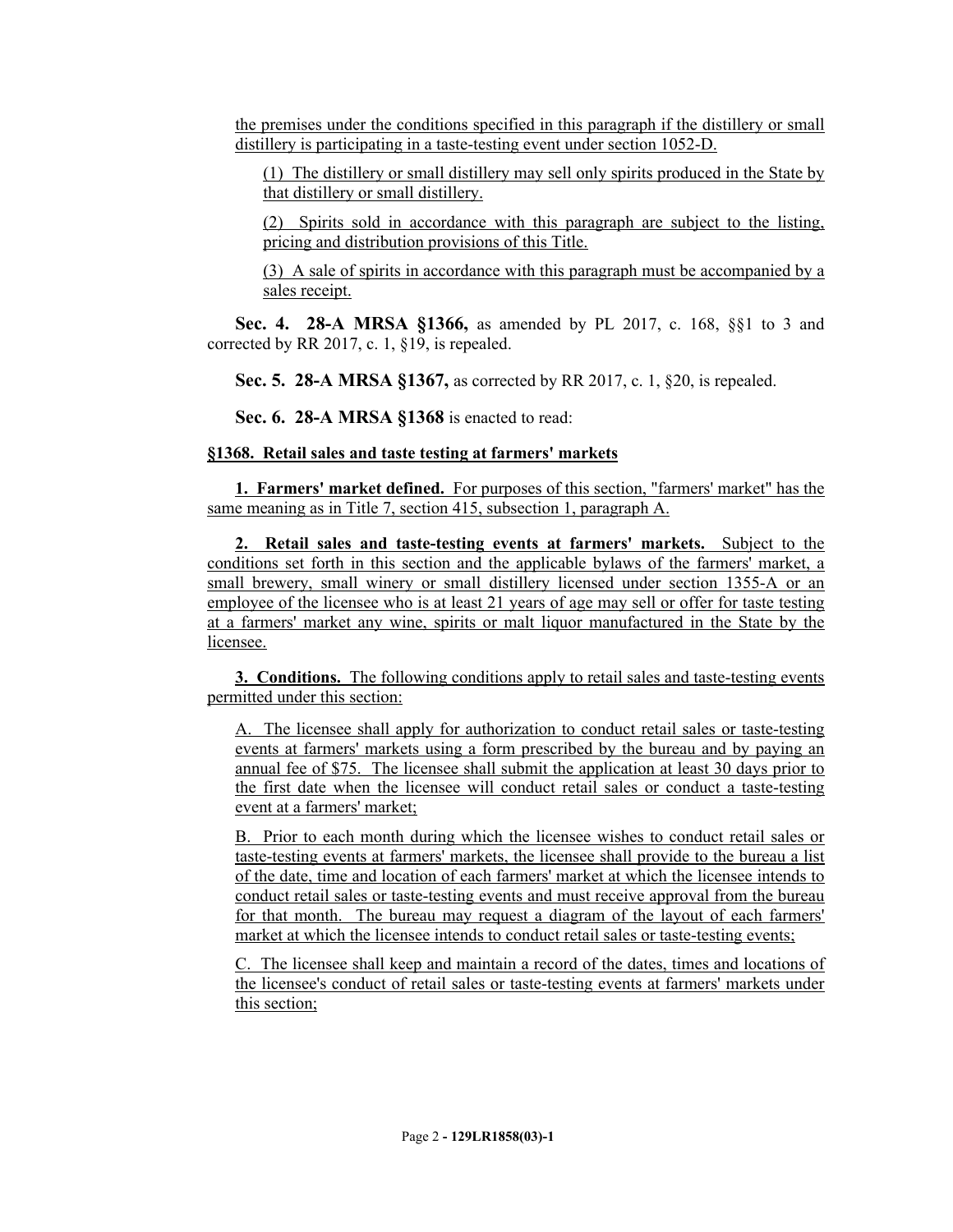the premises under the conditions specified in this paragraph if the distillery or small distillery is participating in a taste-testing event under section 1052-D.

(1) The distillery or small distillery may sell only spirits produced in the State by that distillery or small distillery.

(2) Spirits sold in accordance with this paragraph are subject to the listing, pricing and distribution provisions of this Title.

(3) A sale of spirits in accordance with this paragraph must be accompanied by a sales receipt.

**Sec. 4. 28-A MRSA §1366,** as amended by PL 2017, c. 168, §§1 to 3 and corrected by RR 2017, c. 1, §19, is repealed.

**Sec. 5. 28-A MRSA §1367,** as corrected by RR 2017, c. 1, §20, is repealed.

**Sec. 6. 28-A MRSA §1368** is enacted to read:

**§1368. Retail sales and taste testing at farmers' markets**

**1. Farmers' market defined.** For purposes of this section, "farmers' market" has the same meaning as in Title 7, section 415, subsection 1, paragraph A.

**2. Retail sales and taste-testing events at farmers' markets.** Subject to the conditions set forth in this section and the applicable bylaws of the farmers' market, a small brewery, small winery or small distillery licensed under section 1355-A or an employee of the licensee who is at least 21 years of age may sell or offer for taste testing at a farmers' market any wine, spirits or malt liquor manufactured in the State by the licensee.

**3. Conditions.** The following conditions apply to retail sales and taste-testing events permitted under this section:

A. The licensee shall apply for authorization to conduct retail sales or taste-testing events at farmers' markets using a form prescribed by the bureau and by paying an annual fee of $75. The licensee shall submit the application at least 30 days prior to the first date when the licensee will conduct retail sales or conduct a taste-testing event at a farmers' market;

B. Prior to each month during which the licensee wishes to conduct retail sales or taste-testing events at farmers' markets, the licensee shall provide to the bureau a list of the date, time and location of each farmers' market at which the licensee intends to conduct retail sales or taste-testing events and must receive approval from the bureau for that month. The bureau may request a diagram of the layout of each farmers' market at which the licensee intends to conduct retail sales or taste-testing events;

C. The licensee shall keep and maintain a record of the dates, times and locations of the licensee's conduct of retail sales or taste-testing events at farmers' markets under this section;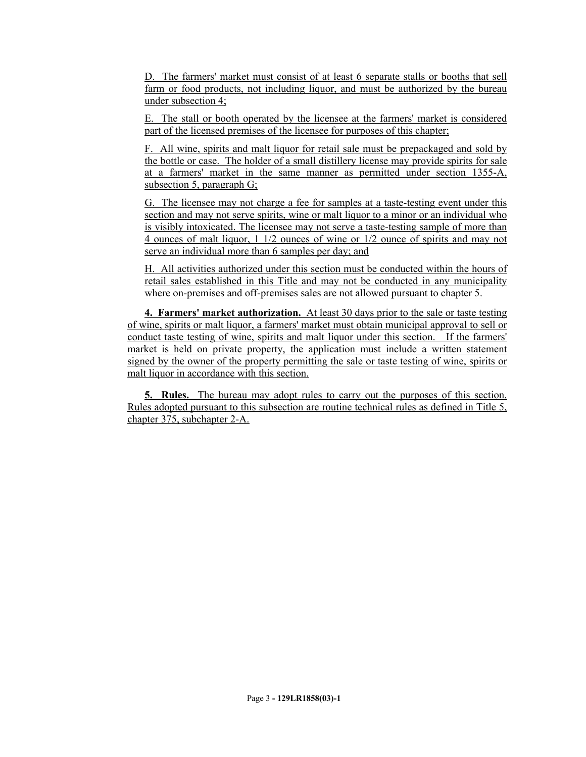D. The farmers' market must consist of at least 6 separate stalls or booths that sell farm or food products, not including liquor, and must be authorized by the bureau under subsection 4;

E. The stall or booth operated by the licensee at the farmers' market is considered part of the licensed premises of the licensee for purposes of this chapter;

F. All wine, spirits and malt liquor for retail sale must be prepackaged and sold by the bottle or case. The holder of a small distillery license may provide spirits for sale at a farmers' market in the same manner as permitted under section 1355-A, subsection 5, paragraph G;

G. The licensee may not charge a fee for samples at a taste-testing event under this section and may not serve spirits, wine or malt liquor to a minor or an individual who is visibly intoxicated. The licensee may not serve a taste-testing sample of more than 4 ounces of malt liquor, 1 1/2 ounces of wine or 1/2 ounce of spirits and may not serve an individual more than 6 samples per day; and

H. All activities authorized under this section must be conducted within the hours of retail sales established in this Title and may not be conducted in any municipality where on-premises and off-premises sales are not allowed pursuant to chapter 5.

**4. Farmers' market authorization.** At least 30 days prior to the sale or taste testing of wine, spirits or malt liquor, a farmers' market must obtain municipal approval to sell or conduct taste testing of wine, spirits and malt liquor under this section. If the farmers' market is held on private property, the application must include a written statement signed by the owner of the property permitting the sale or taste testing of wine, spirits or malt liquor in accordance with this section.

**5. Rules.** The bureau may adopt rules to carry out the purposes of this section. Rules adopted pursuant to this subsection are routine technical rules as defined in Title 5, chapter 375, subchapter 2-A.